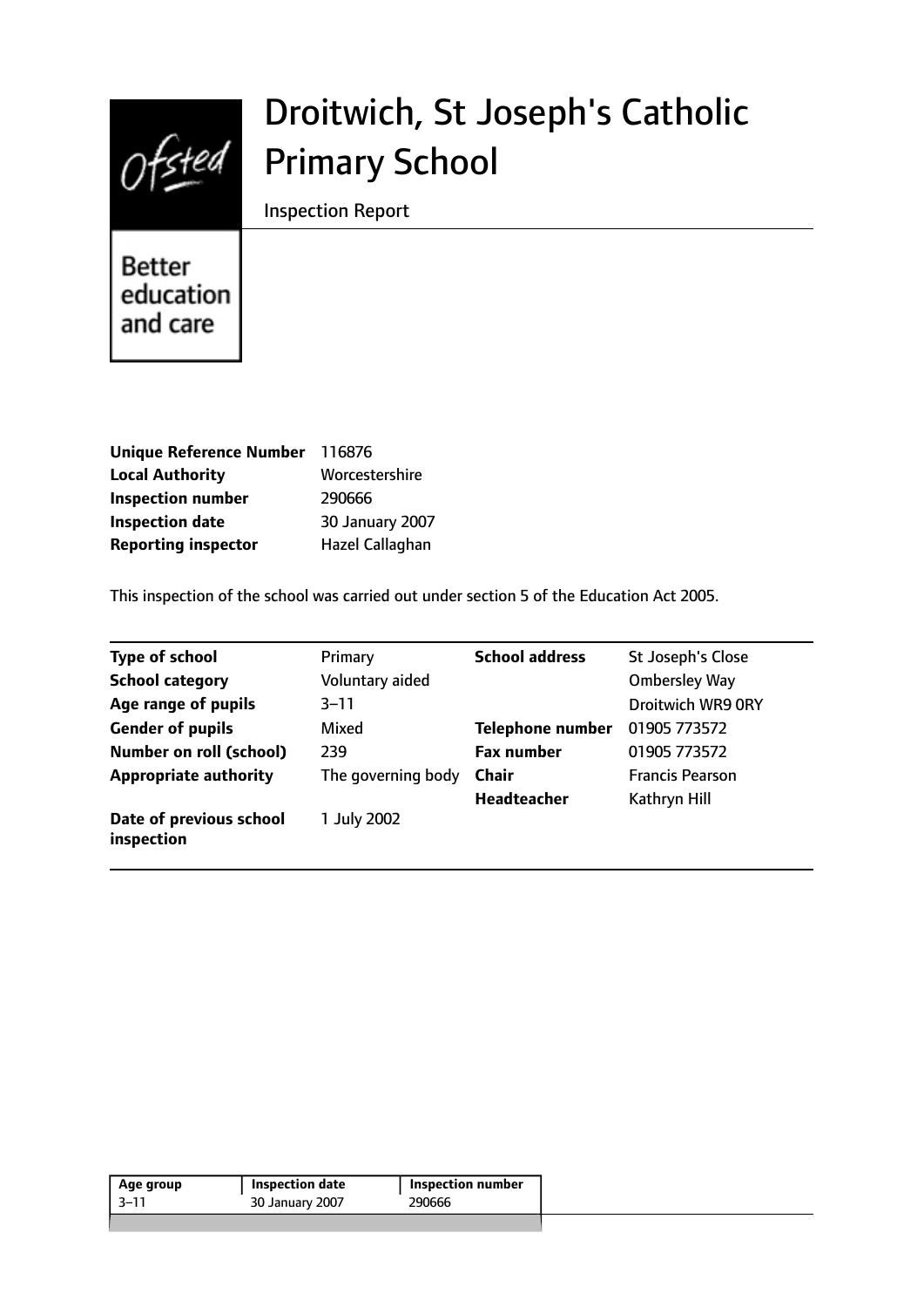# Droitwich, St Joseph's Catholic Primary School

Inspection Report

Better education and care

| | |
|---|---|
| **Unique Reference Number** | 116876 |
| **Local Authority** | Worcestershire |
| **Inspection number** | 290666 |
| **Inspection date** | 30 January 2007 |
| **Reporting inspector** | Hazel Callaghan |

This inspection of the school was carried out under section 5 of the Education Act 2005.

| | | | |
|---|---|---|---|
| **Type of school** | Primary | **School address** | St Joseph's Close |
| **School category** | Voluntary aided | | Ombersley Way |
| **Age range of pupils** | 3–11 | | Droitwich WR9 0RY |
| **Gender of pupils** | Mixed | **Telephone number** | 01905 773572 |
| **Number on roll (school)** | 239 | **Fax number** | 01905 773572 |
| **Appropriate authority** | The governing body | **Chair** | Francis Pearson |
| | | **Headteacher** | Kathryn Hill |
| **Date of previous school inspection** | 1 July 2002 | | |

| Age group | Inspection date | Inspection number |
|---|---|---|
| 3–11 | 30 January 2007 | 290666 |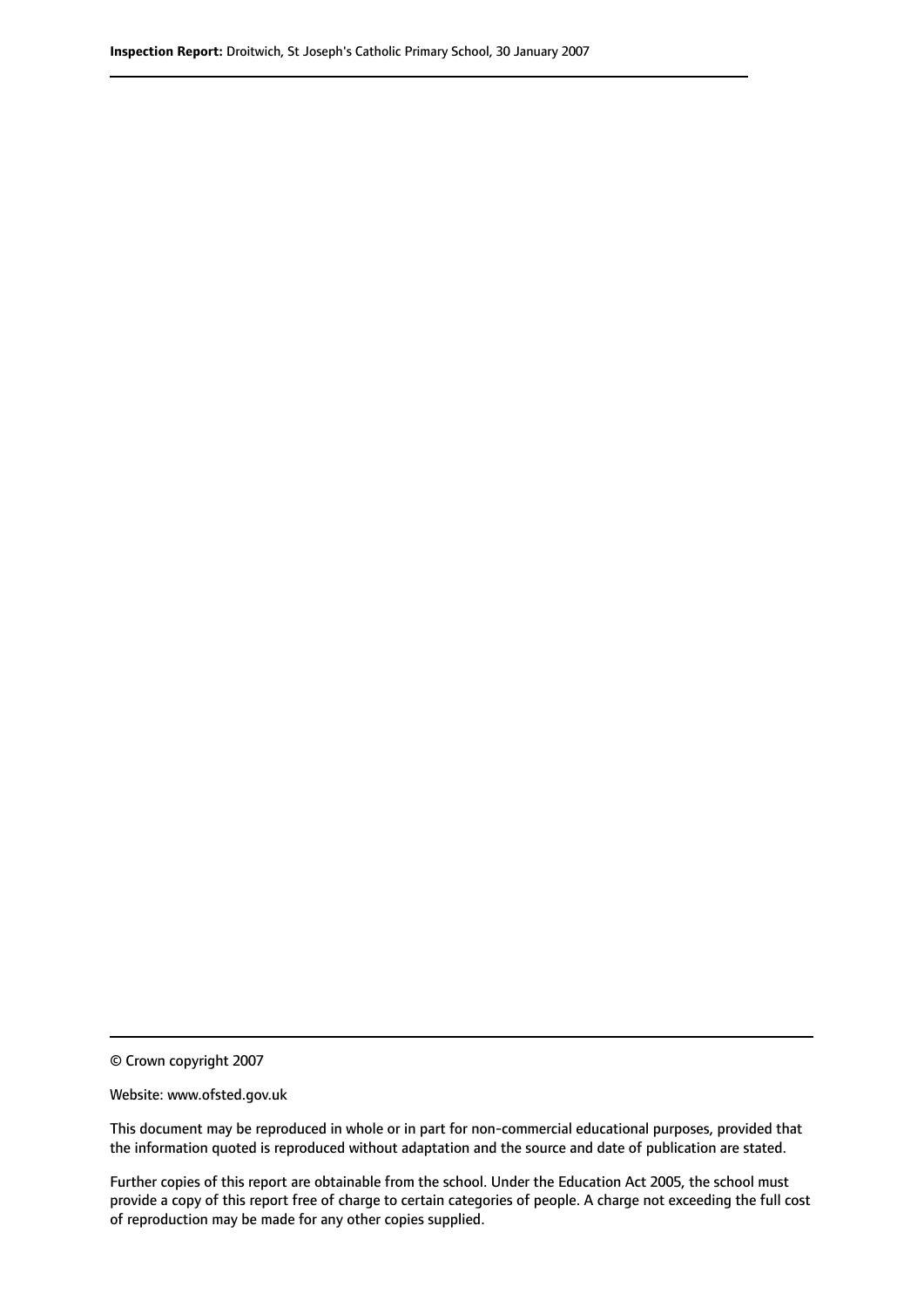© Crown copyright 2007

Website: www.ofsted.gov.uk

This document may be reproduced in whole or in part for non-commercial educational purposes, provided that the information quoted is reproduced without adaptation and the source and date of publication are stated.

Further copies of this report are obtainable from the school. Under the Education Act 2005, the school must provide a copy of this report free of charge to certain categories of people. A charge not exceeding the full cost of reproduction may be made for any other copies supplied.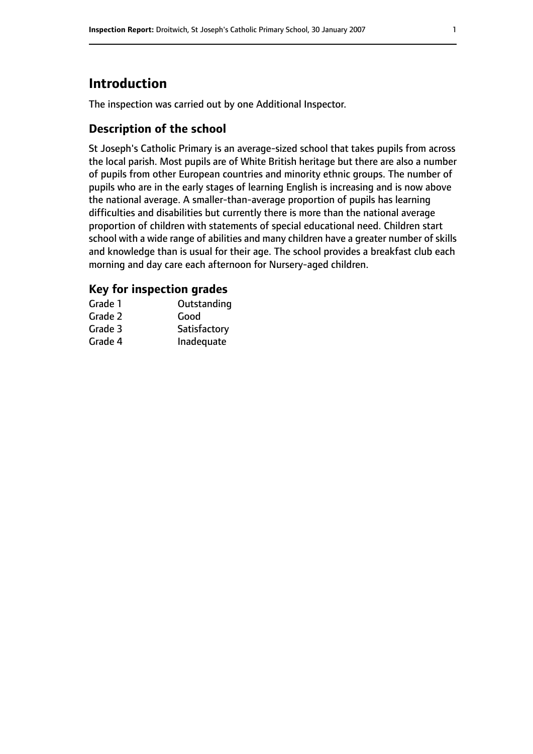# Introduction

The inspection was carried out by one Additional Inspector.

## Description of the school

St Joseph's Catholic Primary is an average-sized school that takes pupils from across the local parish. Most pupils are of White British heritage but there are also a number of pupils from other European countries and minority ethnic groups. The number of pupils who are in the early stages of learning English is increasing and is now above the national average. A smaller-than-average proportion of pupils has learning difficulties and disabilities but currently there is more than the national average proportion of children with statements of special educational need. Children start school with a wide range of abilities and many children have a greater number of skills and knowledge than is usual for their age. The school provides a breakfast club each morning and day care each afternoon for Nursery-aged children.

## Key for inspection grades

| | |
|---|---|
| Grade 1 | Outstanding |
| Grade 2 | Good |
| Grade 3 | Satisfactory |
| Grade 4 | Inadequate |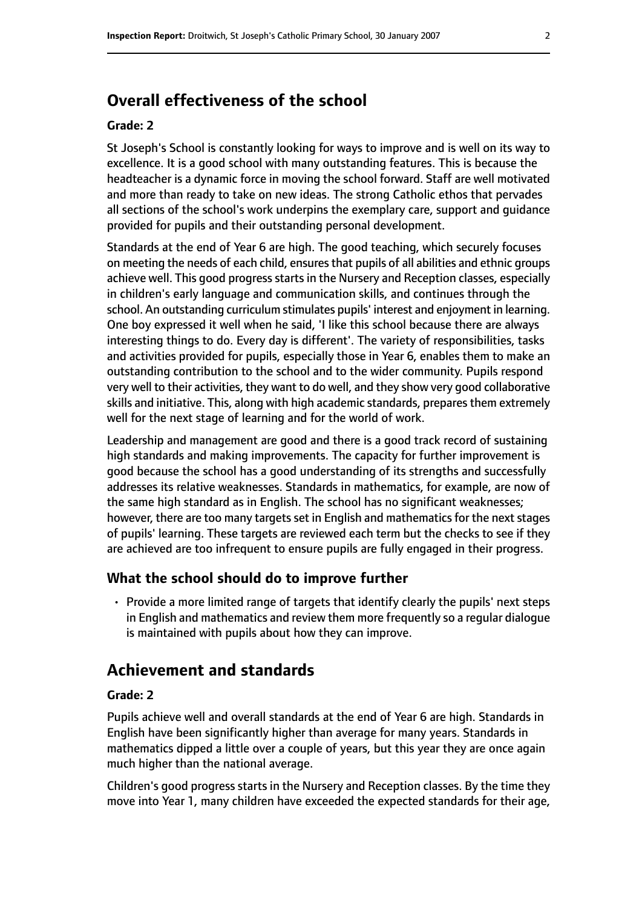## Overall effectiveness of the school

### Grade: 2

St Joseph's School is constantly looking for ways to improve and is well on its way to excellence. It is a good school with many outstanding features. This is because the headteacher is a dynamic force in moving the school forward. Staff are well motivated and more than ready to take on new ideas. The strong Catholic ethos that pervades all sections of the school's work underpins the exemplary care, support and guidance provided for pupils and their outstanding personal development.

Standards at the end of Year 6 are high. The good teaching, which securely focuses on meeting the needs of each child, ensures that pupils of all abilities and ethnic groups achieve well. This good progress starts in the Nursery and Reception classes, especially in children's early language and communication skills, and continues through the school. An outstanding curriculum stimulates pupils' interest and enjoyment in learning. One boy expressed it well when he said, 'I like this school because there are always interesting things to do. Every day is different'. The variety of responsibilities, tasks and activities provided for pupils, especially those in Year 6, enables them to make an outstanding contribution to the school and to the wider community. Pupils respond very well to their activities, they want to do well, and they show very good collaborative skills and initiative. This, along with high academic standards, prepares them extremely well for the next stage of learning and for the world of work.

Leadership and management are good and there is a good track record of sustaining high standards and making improvements. The capacity for further improvement is good because the school has a good understanding of its strengths and successfully addresses its relative weaknesses. Standards in mathematics, for example, are now of the same high standard as in English. The school has no significant weaknesses; however, there are too many targets set in English and mathematics for the next stages of pupils' learning. These targets are reviewed each term but the checks to see if they are achieved are too infrequent to ensure pupils are fully engaged in their progress.

### What the school should do to improve further

- Provide a more limited range of targets that identify clearly the pupils' next steps in English and mathematics and review them more frequently so a regular dialogue is maintained with pupils about how they can improve.

## Achievement and standards

### Grade: 2

Pupils achieve well and overall standards at the end of Year 6 are high. Standards in English have been significantly higher than average for many years. Standards in mathematics dipped a little over a couple of years, but this year they are once again much higher than the national average.

Children's good progress starts in the Nursery and Reception classes. By the time they move into Year 1, many children have exceeded the expected standards for their age,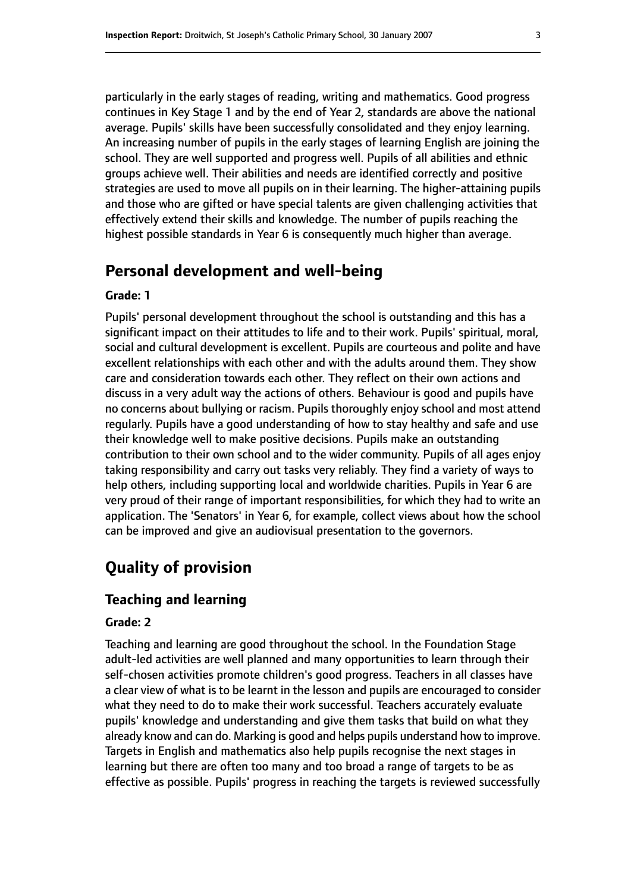particularly in the early stages of reading, writing and mathematics. Good progress continues in Key Stage 1 and by the end of Year 2, standards are above the national average. Pupils' skills have been successfully consolidated and they enjoy learning. An increasing number of pupils in the early stages of learning English are joining the school. They are well supported and progress well. Pupils of all abilities and ethnic groups achieve well. Their abilities and needs are identified correctly and positive strategies are used to move all pupils on in their learning. The higher-attaining pupils and those who are gifted or have special talents are given challenging activities that effectively extend their skills and knowledge. The number of pupils reaching the highest possible standards in Year 6 is consequently much higher than average.

## Personal development and well-being

**Grade: 1**

Pupils' personal development throughout the school is outstanding and this has a significant impact on their attitudes to life and to their work. Pupils' spiritual, moral, social and cultural development is excellent. Pupils are courteous and polite and have excellent relationships with each other and with the adults around them. They show care and consideration towards each other. They reflect on their own actions and discuss in a very adult way the actions of others. Behaviour is good and pupils have no concerns about bullying or racism. Pupils thoroughly enjoy school and most attend regularly. Pupils have a good understanding of how to stay healthy and safe and use their knowledge well to make positive decisions. Pupils make an outstanding contribution to their own school and to the wider community. Pupils of all ages enjoy taking responsibility and carry out tasks very reliably. They find a variety of ways to help others, including supporting local and worldwide charities. Pupils in Year 6 are very proud of their range of important responsibilities, for which they had to write an application. The 'Senators' in Year 6, for example, collect views about how the school can be improved and give an audiovisual presentation to the governors.

## Quality of provision

### Teaching and learning

**Grade: 2**

Teaching and learning are good throughout the school. In the Foundation Stage adult-led activities are well planned and many opportunities to learn through their self-chosen activities promote children's good progress. Teachers in all classes have a clear view of what is to be learnt in the lesson and pupils are encouraged to consider what they need to do to make their work successful. Teachers accurately evaluate pupils' knowledge and understanding and give them tasks that build on what they already know and can do. Marking is good and helps pupils understand how to improve. Targets in English and mathematics also help pupils recognise the next stages in learning but there are often too many and too broad a range of targets to be as effective as possible. Pupils' progress in reaching the targets is reviewed successfully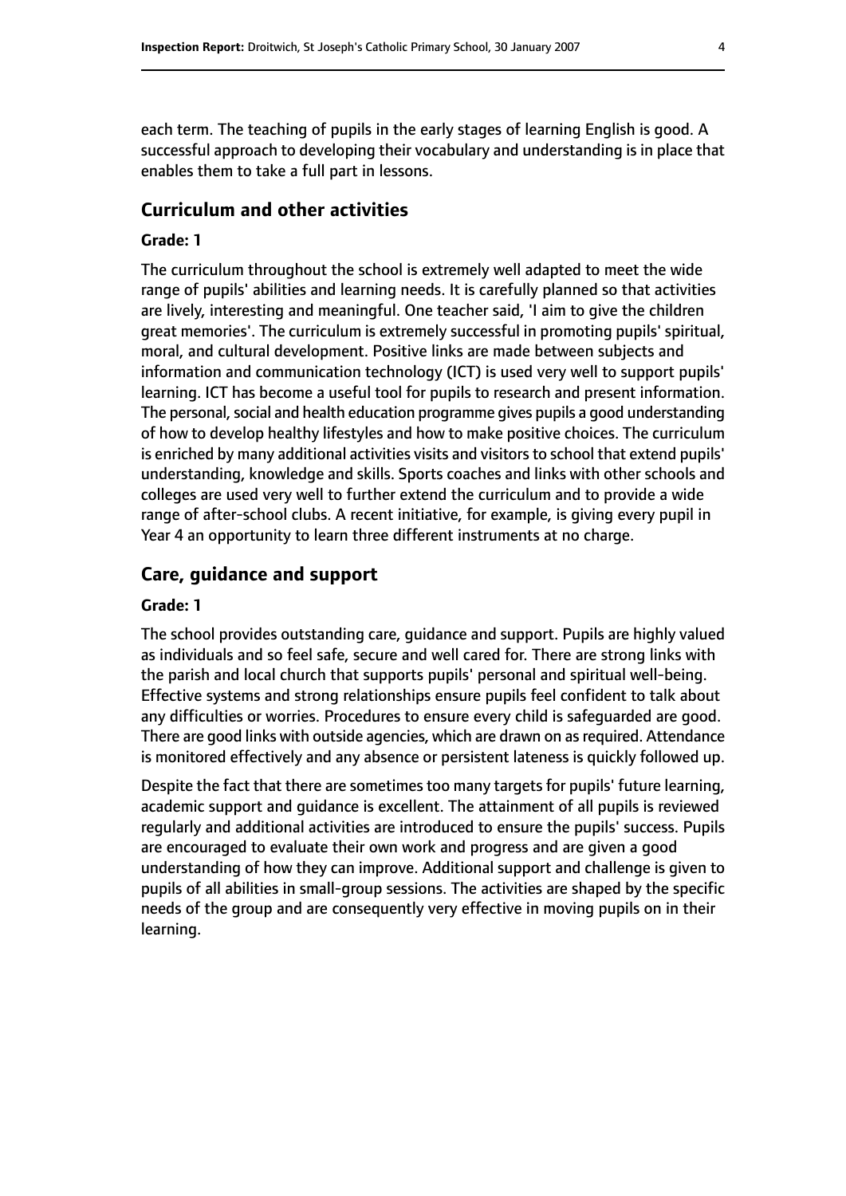each term. The teaching of pupils in the early stages of learning English is good. A successful approach to developing their vocabulary and understanding is in place that enables them to take a full part in lessons.

## Curriculum and other activities

### Grade: 1

The curriculum throughout the school is extremely well adapted to meet the wide range of pupils' abilities and learning needs. It is carefully planned so that activities are lively, interesting and meaningful. One teacher said, 'I aim to give the children great memories'. The curriculum is extremely successful in promoting pupils' spiritual, moral, and cultural development. Positive links are made between subjects and information and communication technology (ICT) is used very well to support pupils' learning. ICT has become a useful tool for pupils to research and present information. The personal, social and health education programme gives pupils a good understanding of how to develop healthy lifestyles and how to make positive choices. The curriculum is enriched by many additional activities visits and visitors to school that extend pupils' understanding, knowledge and skills. Sports coaches and links with other schools and colleges are used very well to further extend the curriculum and to provide a wide range of after-school clubs. A recent initiative, for example, is giving every pupil in Year 4 an opportunity to learn three different instruments at no charge.

## Care, guidance and support

### Grade: 1

The school provides outstanding care, guidance and support. Pupils are highly valued as individuals and so feel safe, secure and well cared for. There are strong links with the parish and local church that supports pupils' personal and spiritual well-being. Effective systems and strong relationships ensure pupils feel confident to talk about any difficulties or worries. Procedures to ensure every child is safeguarded are good. There are good links with outside agencies, which are drawn on as required. Attendance is monitored effectively and any absence or persistent lateness is quickly followed up.

Despite the fact that there are sometimes too many targets for pupils' future learning, academic support and guidance is excellent. The attainment of all pupils is reviewed regularly and additional activities are introduced to ensure the pupils' success. Pupils are encouraged to evaluate their own work and progress and are given a good understanding of how they can improve. Additional support and challenge is given to pupils of all abilities in small-group sessions. The activities are shaped by the specific needs of the group and are consequently very effective in moving pupils on in their learning.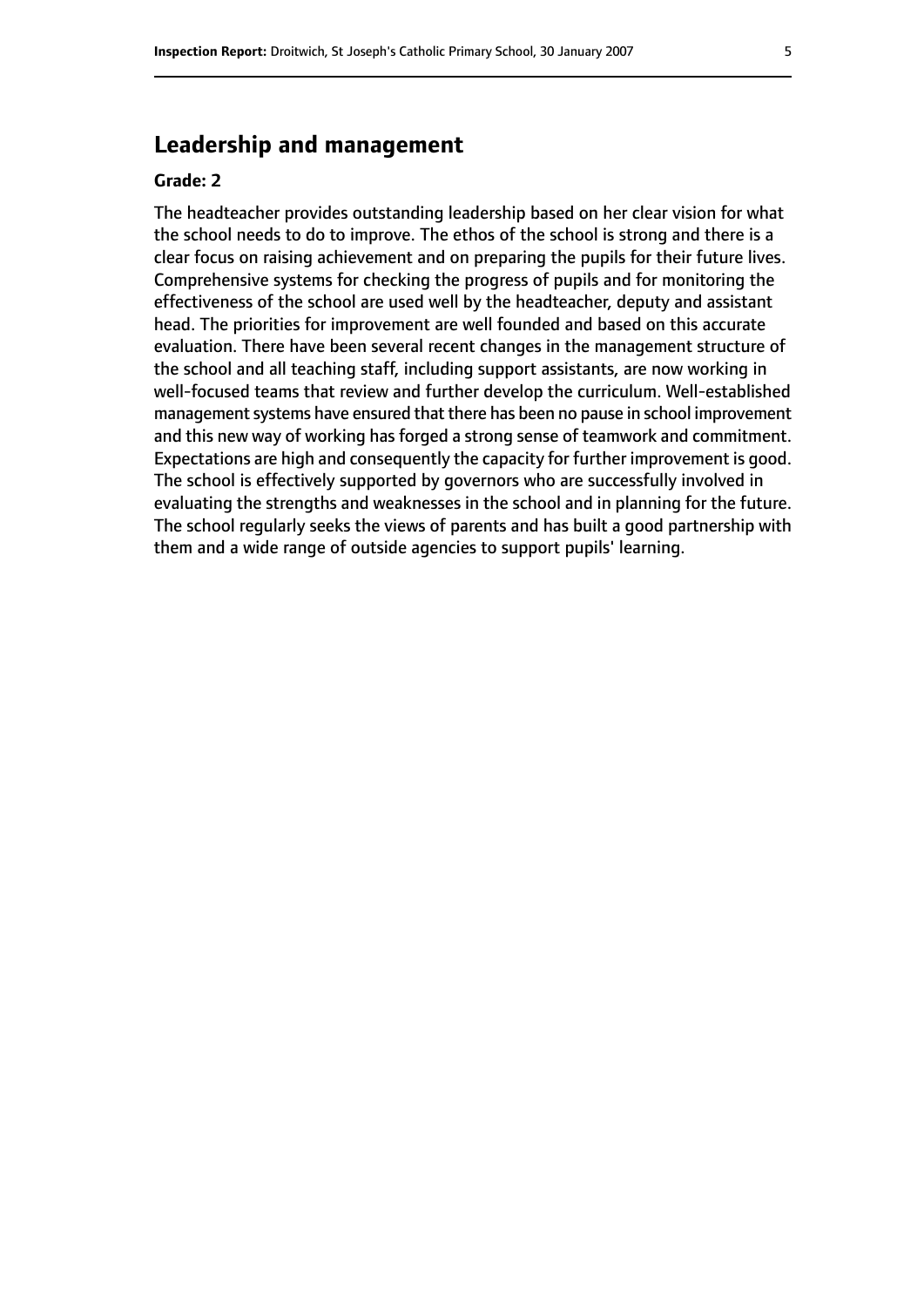## Leadership and management

**Grade: 2**

The headteacher provides outstanding leadership based on her clear vision for what the school needs to do to improve. The ethos of the school is strong and there is a clear focus on raising achievement and on preparing the pupils for their future lives. Comprehensive systems for checking the progress of pupils and for monitoring the effectiveness of the school are used well by the headteacher, deputy and assistant head. The priorities for improvement are well founded and based on this accurate evaluation. There have been several recent changes in the management structure of the school and all teaching staff, including support assistants, are now working in well-focused teams that review and further develop the curriculum. Well-established management systems have ensured that there has been no pause in school improvement and this new way of working has forged a strong sense of teamwork and commitment. Expectations are high and consequently the capacity for further improvement is good. The school is effectively supported by governors who are successfully involved in evaluating the strengths and weaknesses in the school and in planning for the future. The school regularly seeks the views of parents and has built a good partnership with them and a wide range of outside agencies to support pupils' learning.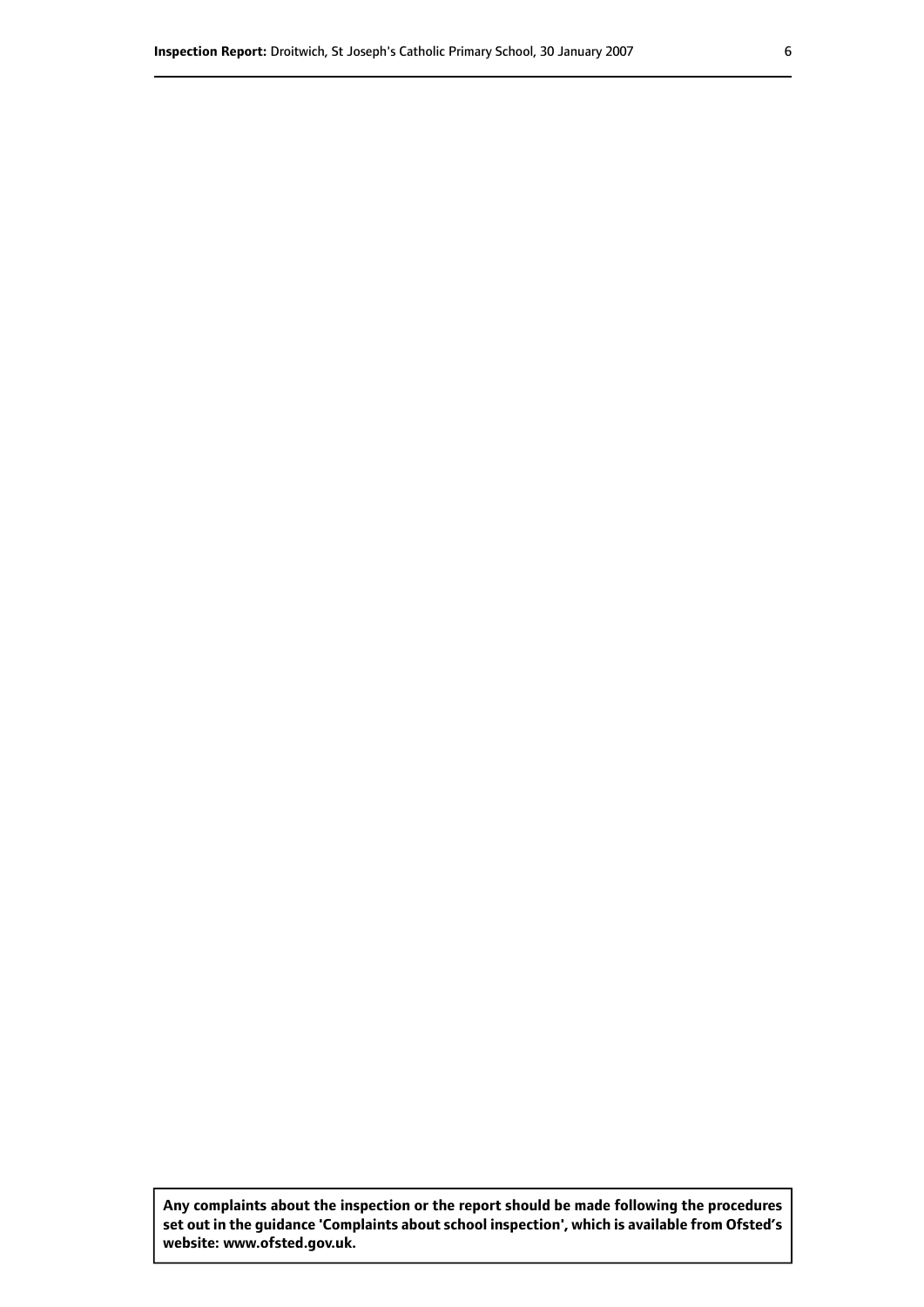**Any complaints about the inspection or the report should be made following the procedures set out in the guidance 'Complaints about school inspection', which is available from Ofsted's website: www.ofsted.gov.uk.**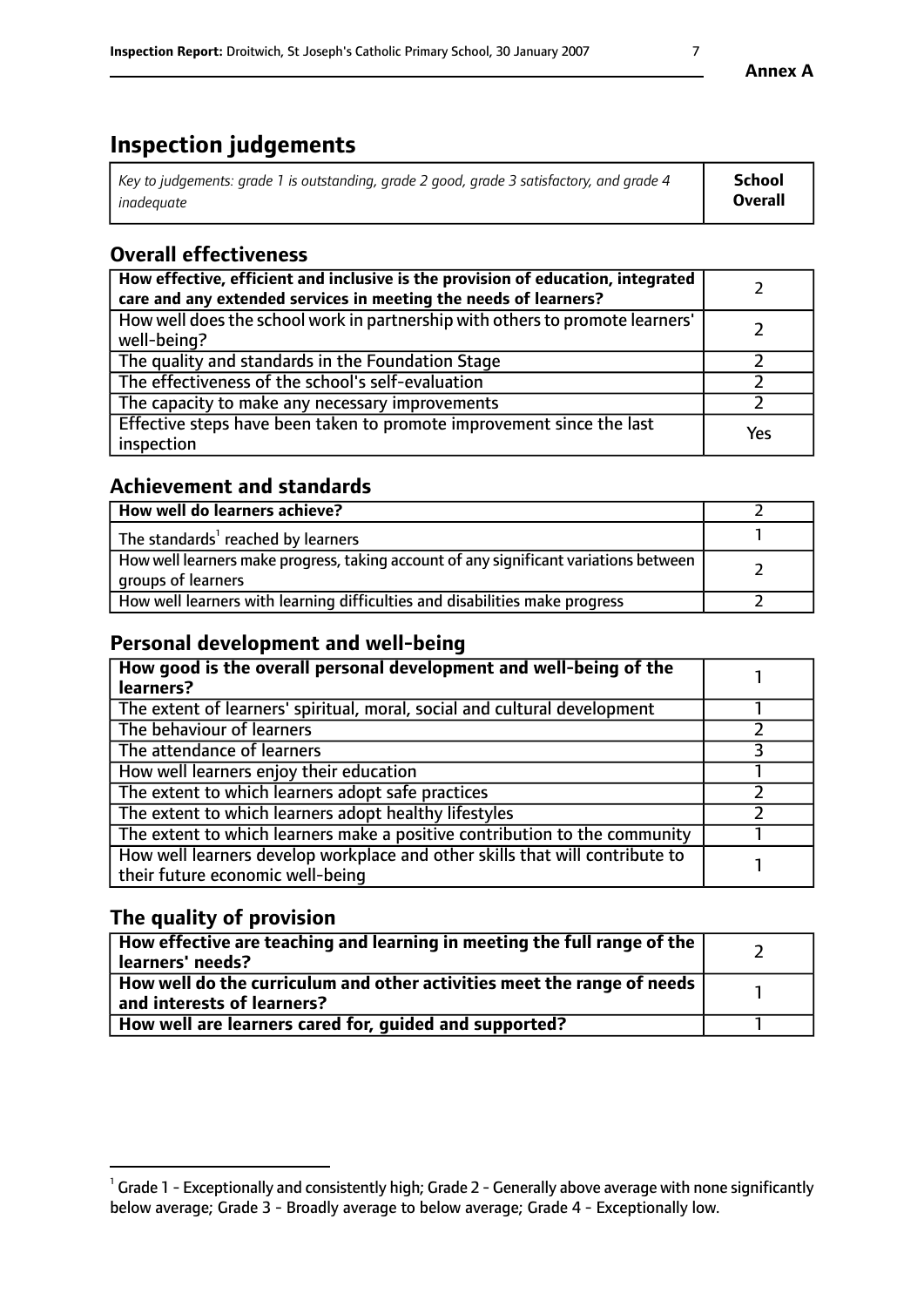**Annex A**

# Inspection judgements

| *Key to judgements: grade 1 is outstanding, grade 2 good, grade 3 satisfactory, and grade 4 inadequate* | **School Overall** |
|---|---|

## Overall effectiveness

| | |
|---|---|
| **How effective, efficient and inclusive is the provision of education, integrated care and any extended services in meeting the needs of learners?** | 2 |
| How well does the school work in partnership with others to promote learners' well-being? | 2 |
| The quality and standards in the Foundation Stage | 2 |
| The effectiveness of the school's self-evaluation | 2 |
| The capacity to make any necessary improvements | 2 |
| Effective steps have been taken to promote improvement since the last inspection | Yes |

## Achievement and standards

| | |
|---|---|
| **How well do learners achieve?** | 2 |
| The standards[1] reached by learners | 1 |
| How well learners make progress, taking account of any significant variations between groups of learners | 2 |
| How well learners with learning difficulties and disabilities make progress | 2 |

## Personal development and well-being

| | |
|---|---|
| **How good is the overall personal development and well-being of the learners?** | 1 |
| The extent of learners' spiritual, moral, social and cultural development | 1 |
| The behaviour of learners | 2 |
| The attendance of learners | 3 |
| How well learners enjoy their education | 1 |
| The extent to which learners adopt safe practices | 2 |
| The extent to which learners adopt healthy lifestyles | 2 |
| The extent to which learners make a positive contribution to the community | 1 |
| How well learners develop workplace and other skills that will contribute to their future economic well-being | 1 |

## The quality of provision

| | |
|---|---|
| **How effective are teaching and learning in meeting the full range of the learners' needs?** | 2 |
| **How well do the curriculum and other activities meet the range of needs and interests of learners?** | 1 |
| **How well are learners cared for, guided and supported?** | 1 |

[1] Grade 1 - Exceptionally and consistently high; Grade 2 - Generally above average with none significantly below average; Grade 3 - Broadly average to below average; Grade 4 - Exceptionally low.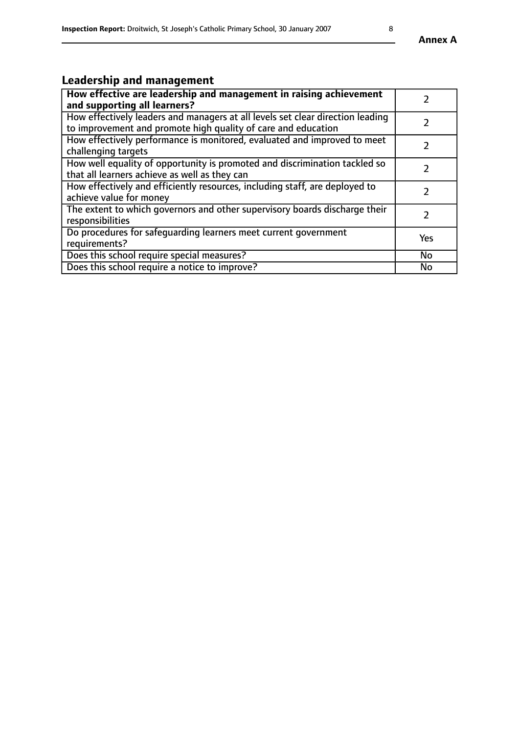## Leadership and management

| **How effective are leadership and management in raising achievement and supporting all learners?** | 2 |
|---|---|
| How effectively leaders and managers at all levels set clear direction leading to improvement and promote high quality of care and education | 2 |
| How effectively performance is monitored, evaluated and improved to meet challenging targets | 2 |
| How well equality of opportunity is promoted and discrimination tackled so that all learners achieve as well as they can | 2 |
| How effectively and efficiently resources, including staff, are deployed to achieve value for money | 2 |
| The extent to which governors and other supervisory boards discharge their responsibilities | 2 |
| Do procedures for safeguarding learners meet current government requirements? | Yes |
| Does this school require special measures? | No |
| Does this school require a notice to improve? | No |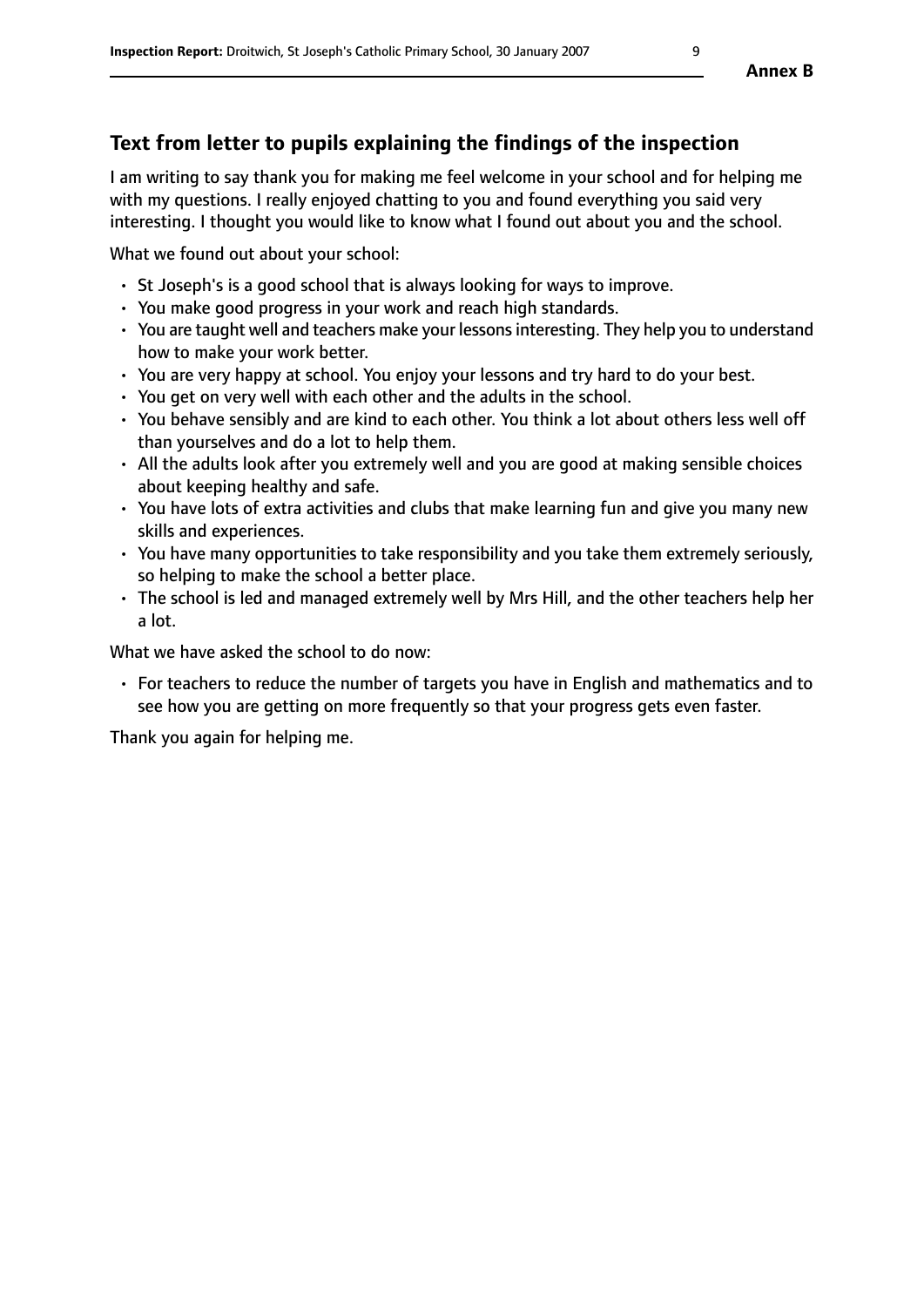## Text from letter to pupils explaining the findings of the inspection

I am writing to say thank you for making me feel welcome in your school and for helping me with my questions. I really enjoyed chatting to you and found everything you said very interesting. I thought you would like to know what I found out about you and the school.

What we found out about your school:

- St Joseph's is a good school that is always looking for ways to improve.
- You make good progress in your work and reach high standards.
- You are taught well and teachers make your lessons interesting. They help you to understand how to make your work better.
- You are very happy at school. You enjoy your lessons and try hard to do your best.
- You get on very well with each other and the adults in the school.
- You behave sensibly and are kind to each other. You think a lot about others less well off than yourselves and do a lot to help them.
- All the adults look after you extremely well and you are good at making sensible choices about keeping healthy and safe.
- You have lots of extra activities and clubs that make learning fun and give you many new skills and experiences.
- You have many opportunities to take responsibility and you take them extremely seriously, so helping to make the school a better place.
- The school is led and managed extremely well by Mrs Hill, and the other teachers help her a lot.

What we have asked the school to do now:

- For teachers to reduce the number of targets you have in English and mathematics and to see how you are getting on more frequently so that your progress gets even faster.

Thank you again for helping me.